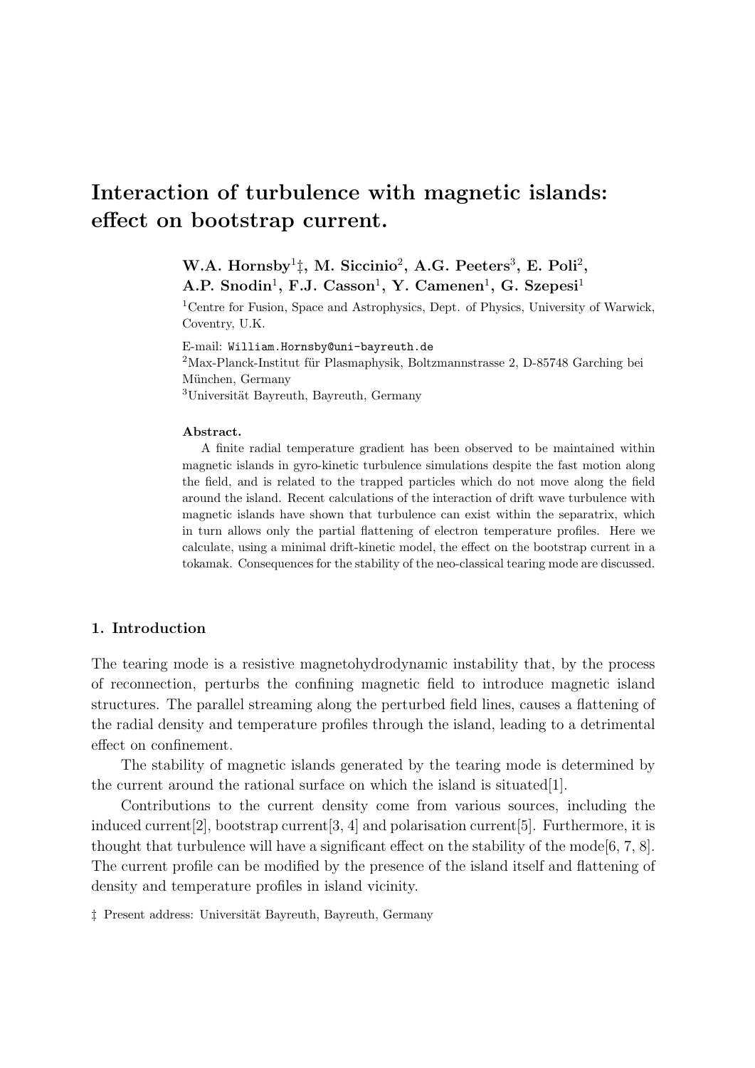# Interaction of turbulence with magnetic islands: effect on bootstrap current.

**W.A. Hornsby[1]‡, M. Siccinio[2], A.G. Peeters[3], E. Poli[2], A.P. Snodin[1], F.J. Casson[1], Y. Camenen[1], G. Szepesi[1]**

[1]Centre for Fusion, Space and Astrophysics, Dept. of Physics, University of Warwick, Coventry, U.K.

E-mail: William.Hornsby@uni-bayreuth.de

[2]Max-Planck-Institut für Plasmaphysik, Boltzmannstrasse 2, D-85748 Garching bei München, Germany

[3]Universität Bayreuth, Bayreuth, Germany

**Abstract.** A finite radial temperature gradient has been observed to be maintained within magnetic islands in gyro-kinetic turbulence simulations despite the fast motion along the field, and is related to the trapped particles which do not move along the field around the island. Recent calculations of the interaction of drift wave turbulence with magnetic islands have shown that turbulence can exist within the separatrix, which in turn allows only the partial flattening of electron temperature profiles. Here we calculate, using a minimal drift-kinetic model, the effect on the bootstrap current in a tokamak. Consequences for the stability of the neo-classical tearing mode are discussed.

## 1. Introduction

The tearing mode is a resistive magnetohydrodynamic instability that, by the process of reconnection, perturbs the confining magnetic field to introduce magnetic island structures. The parallel streaming along the perturbed field lines, causes a flattening of the radial density and temperature profiles through the island, leading to a detrimental effect on confinement.

The stability of magnetic islands generated by the tearing mode is determined by the current around the rational surface on which the island is situated[1].

Contributions to the current density come from various sources, including the induced current[2], bootstrap current[3, 4] and polarisation current[5]. Furthermore, it is thought that turbulence will have a significant effect on the stability of the mode[6, 7, 8]. The current profile can be modified by the presence of the island itself and flattening of density and temperature profiles in island vicinity.

‡ Present address: Universität Bayreuth, Bayreuth, Germany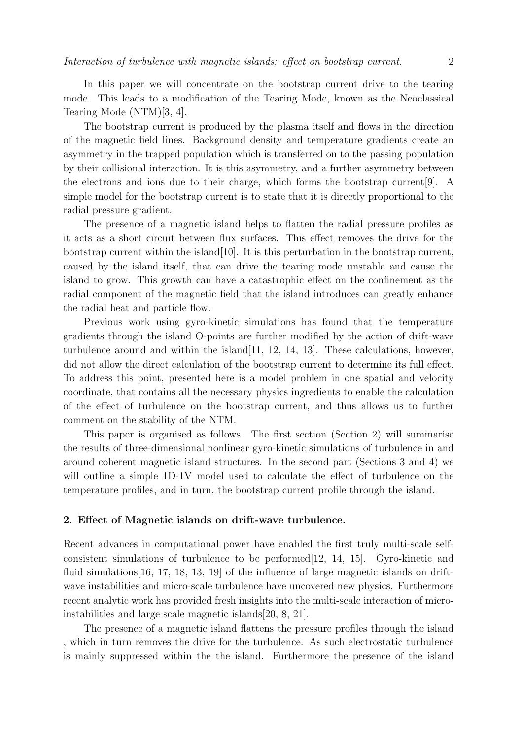In this paper we will concentrate on the bootstrap current drive to the tearing mode. This leads to a modification of the Tearing Mode, known as the Neoclassical Tearing Mode (NTM)[3, 4].

The bootstrap current is produced by the plasma itself and flows in the direction of the magnetic field lines. Background density and temperature gradients create an asymmetry in the trapped population which is transferred on to the passing population by their collisional interaction. It is this asymmetry, and a further asymmetry between the electrons and ions due to their charge, which forms the bootstrap current[9]. A simple model for the bootstrap current is to state that it is directly proportional to the radial pressure gradient.

The presence of a magnetic island helps to flatten the radial pressure profiles as it acts as a short circuit between flux surfaces. This effect removes the drive for the bootstrap current within the island[10]. It is this perturbation in the bootstrap current, caused by the island itself, that can drive the tearing mode unstable and cause the island to grow. This growth can have a catastrophic effect on the confinement as the radial component of the magnetic field that the island introduces can greatly enhance the radial heat and particle flow.

Previous work using gyro-kinetic simulations has found that the temperature gradients through the island O-points are further modified by the action of drift-wave turbulence around and within the island[11, 12, 14, 13]. These calculations, however, did not allow the direct calculation of the bootstrap current to determine its full effect. To address this point, presented here is a model problem in one spatial and velocity coordinate, that contains all the necessary physics ingredients to enable the calculation of the effect of turbulence on the bootstrap current, and thus allows us to further comment on the stability of the NTM.

This paper is organised as follows. The first section (Section 2) will summarise the results of three-dimensional nonlinear gyro-kinetic simulations of turbulence in and around coherent magnetic island structures. In the second part (Sections 3 and 4) we will outline a simple 1D-1V model used to calculate the effect of turbulence on the temperature profiles, and in turn, the bootstrap current profile through the island.

## 2. Effect of Magnetic islands on drift-wave turbulence.

Recent advances in computational power have enabled the first truly multi-scale self-consistent simulations of turbulence to be performed[12, 14, 15]. Gyro-kinetic and fluid simulations[16, 17, 18, 13, 19] of the influence of large magnetic islands on drift-wave instabilities and micro-scale turbulence have uncovered new physics. Furthermore recent analytic work has provided fresh insights into the multi-scale interaction of micro-instabilities and large scale magnetic islands[20, 8, 21].

The presence of a magnetic island flattens the pressure profiles through the island , which in turn removes the drive for the turbulence. As such electrostatic turbulence is mainly suppressed within the the island. Furthermore the presence of the island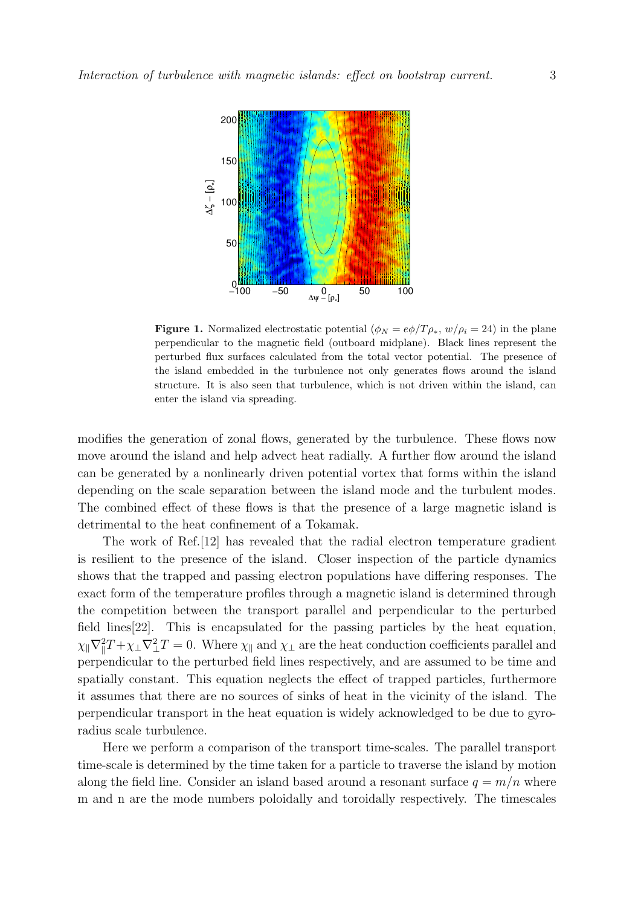**Figure 1.** Normalized electrostatic potential ($\phi_N = e\phi/T\rho_*$, $w/\rho_i = 24$) in the plane perpendicular to the magnetic field (outboard midplane). Black lines represent the perturbed flux surfaces calculated from the total vector potential. The presence of the island embedded in the turbulence not only generates flows around the island structure. It is also seen that turbulence, which is not driven within the island, can enter the island via spreading.

modifies the generation of zonal flows, generated by the turbulence. These flows now move around the island and help advect heat radially. A further flow around the island can be generated by a nonlinearly driven potential vortex that forms within the island depending on the scale separation between the island mode and the turbulent modes. The combined effect of these flows is that the presence of a large magnetic island is detrimental to the heat confinement of a Tokamak.

The work of Ref.[12] has revealed that the radial electron temperature gradient is resilient to the presence of the island. Closer inspection of the particle dynamics shows that the trapped and passing electron populations have differing responses. The exact form of the temperature profiles through a magnetic island is determined through the competition between the transport parallel and perpendicular to the perturbed field lines[22]. This is encapsulated for the passing particles by the heat equation, $\chi_\parallel \nabla_\parallel^2 T + \chi_\perp \nabla_\perp^2 T = 0$. Where $\chi_\parallel$ and $\chi_\perp$ are the heat conduction coefficients parallel and perpendicular to the perturbed field lines respectively, and are assumed to be time and spatially constant. This equation neglects the effect of trapped particles, furthermore it assumes that there are no sources of sinks of heat in the vicinity of the island. The perpendicular transport in the heat equation is widely acknowledged to be due to gyro-radius scale turbulence.

Here we perform a comparison of the transport time-scales. The parallel transport time-scale is determined by the time taken for a particle to traverse the island by motion along the field line. Consider an island based around a resonant surface $q = m/n$ where m and n are the mode numbers poloidally and toroidally respectively. The timescales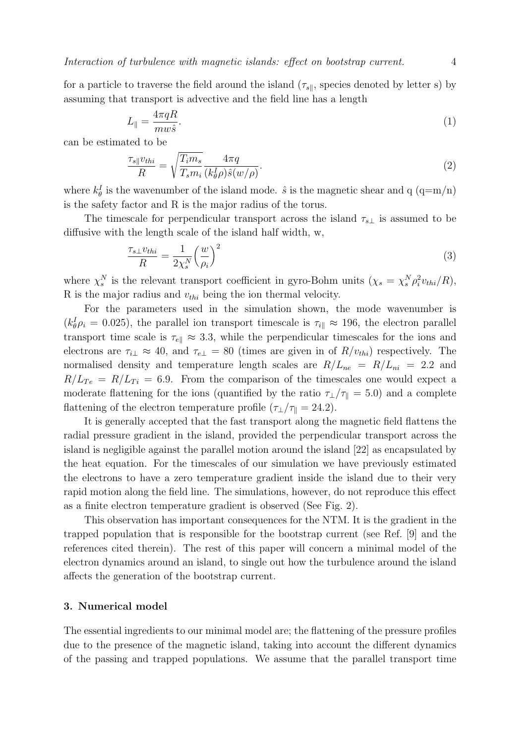for a particle to traverse the field around the island ($\tau_{s\|}$, species denoted by letter s) by assuming that transport is advective and the field line has a length

$$L_{\|} = \frac{4\pi q R}{m w \hat{s}}. \tag{1}$$

can be estimated to be

$$\frac{\tau_{s\|} v_{thi}}{R} = \sqrt{\frac{T_i m_s}{T_s m_i}} \frac{4\pi q}{(k_\theta^I \rho) \hat{s} (w/\rho)}. \tag{2}$$

where $k_\theta^I$ is the wavenumber of the island mode. $\hat{s}$ is the magnetic shear and q (q=m/n) is the safety factor and R is the major radius of the torus.

The timescale for perpendicular transport across the island $\tau_{s\perp}$ is assumed to be diffusive with the length scale of the island half width, w,

$$\frac{\tau_{s\perp} v_{thi}}{R} = \frac{1}{2\chi_s^N} \left( \frac{w}{\rho_i} \right)^2 \tag{3}$$

where $\chi_s^N$ is the relevant transport coefficient in gyro-Bohm units ($\chi_s = \chi_s^N \rho_i^2 v_{thi}/R$), R is the major radius and $v_{thi}$ being the ion thermal velocity.

For the parameters used in the simulation shown, the mode wavenumber is ($k_\theta^I \rho_i = 0.025$), the parallel ion transport timescale is $\tau_{i\|} \approx 196$, the electron parallel transport time scale is $\tau_{e\|} \approx 3.3$, while the perpendicular timescales for the ions and electrons are $\tau_{i\perp} \approx 40$, and $\tau_{e\perp} = 80$ (times are given in of $R/v_{thi}$) respectively. The normalised density and temperature length scales are $R/L_{ne} = R/L_{ni} = 2.2$ and $R/L_{Te} = R/L_{Ti} = 6.9$. From the comparison of the timescales one would expect a moderate flattening for the ions (quantified by the ratio $\tau_\perp/\tau_\| = 5.0$) and a complete flattening of the electron temperature profile ($\tau_\perp/\tau_\| = 24.2$).

It is generally accepted that the fast transport along the magnetic field flattens the radial pressure gradient in the island, provided the perpendicular transport across the island is negligible against the parallel motion around the island [22] as encapsulated by the heat equation. For the timescales of our simulation we have previously estimated the electrons to have a zero temperature gradient inside the island due to their very rapid motion along the field line. The simulations, however, do not reproduce this effect as a finite electron temperature gradient is observed (See Fig. 2).

This observation has important consequences for the NTM. It is the gradient in the trapped population that is responsible for the bootstrap current (see Ref. [9] and the references cited therein). The rest of this paper will concern a minimal model of the electron dynamics around an island, to single out how the turbulence around the island affects the generation of the bootstrap current.

## 3. Numerical model

The essential ingredients to our minimal model are; the flattening of the pressure profiles due to the presence of the magnetic island, taking into account the different dynamics of the passing and trapped populations. We assume that the parallel transport time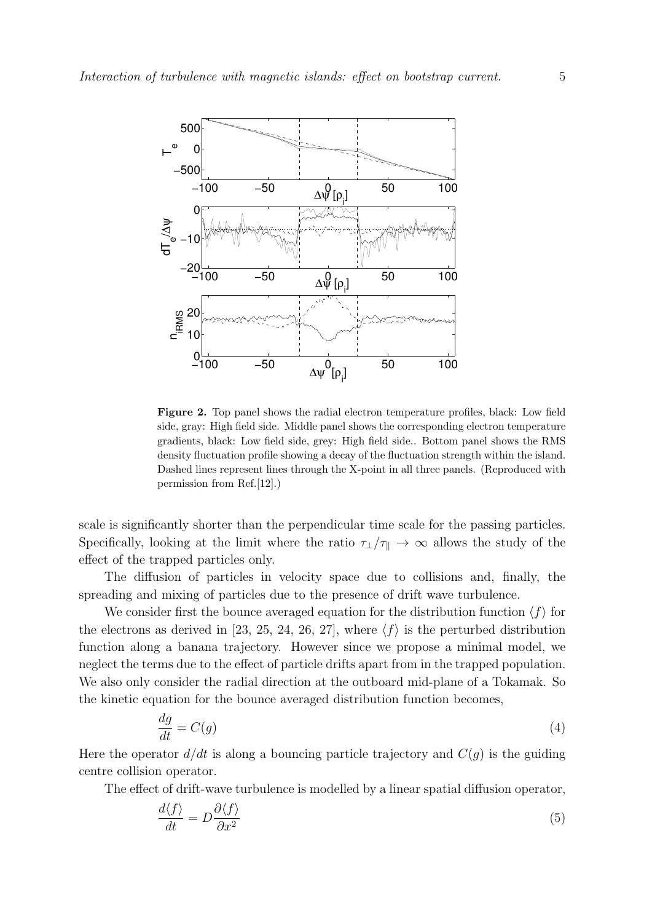**Figure 2.** Top panel shows the radial electron temperature profiles, black: Low field side, gray: High field side. Middle panel shows the corresponding electron temperature gradients, black: Low field side, grey: High field side.. Bottom panel shows the RMS density fluctuation profile showing a decay of the fluctuation strength within the island. Dashed lines represent lines through the X-point in all three panels. (Reproduced with permission from Ref.[12].)

scale is significantly shorter than the perpendicular time scale for the passing particles. Specifically, looking at the limit where the ratio $\tau_\perp/\tau_\parallel \to \infty$ allows the study of the effect of the trapped particles only.

The diffusion of particles in velocity space due to collisions and, finally, the spreading and mixing of particles due to the presence of drift wave turbulence.

We consider first the bounce averaged equation for the distribution function $\langle f \rangle$ for the electrons as derived in [23, 25, 24, 26, 27], where $\langle f \rangle$ is the perturbed distribution function along a banana trajectory. However since we propose a minimal model, we neglect the terms due to the effect of particle drifts apart from in the trapped population. We also only consider the radial direction at the outboard mid-plane of a Tokamak. So the kinetic equation for the bounce averaged distribution function becomes,

$$\frac{dg}{dt} = C(g) \tag{4}$$

Here the operator $d/dt$ is along a bouncing particle trajectory and $C(g)$ is the guiding centre collision operator.

The effect of drift-wave turbulence is modelled by a linear spatial diffusion operator,

$$\frac{d\langle f \rangle}{dt} = D\frac{\partial \langle f \rangle}{\partial x^2} \tag{5}$$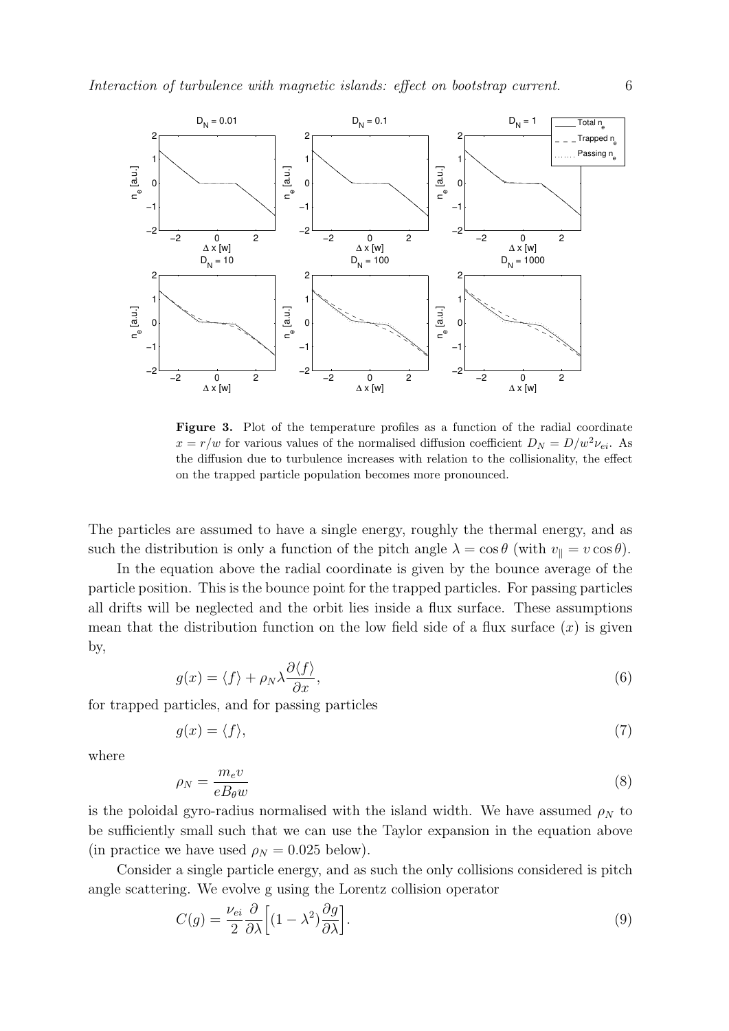**Figure 3.** Plot of the temperature profiles as a function of the radial coordinate $x = r/w$ for various values of the normalised diffusion coefficient $D_N = D/w^2\nu_{ei}$. As the diffusion due to turbulence increases with relation to the collisionality, the effect on the trapped particle population becomes more pronounced.

The particles are assumed to have a single energy, roughly the thermal energy, and as such the distribution is only a function of the pitch angle $\lambda = \cos\theta$ (with $v_\parallel = v\cos\theta$).

In the equation above the radial coordinate is given by the bounce average of the particle position. This is the bounce point for the trapped particles. For passing particles all drifts will be neglected and the orbit lies inside a flux surface. These assumptions mean that the distribution function on the low field side of a flux surface $(x)$ is given by,

$$g(x) = \langle f \rangle + \rho_N \lambda \frac{\partial \langle f \rangle}{\partial x}, \tag{6}$$

for trapped particles, and for passing particles

$$g(x) = \langle f \rangle, \tag{7}$$

where

$$\rho_N = \frac{m_e v}{e B_\theta w} \tag{8}$$

is the poloidal gyro-radius normalised with the island width. We have assumed $\rho_N$ to be sufficiently small such that we can use the Taylor expansion in the equation above (in practice we have used $\rho_N = 0.025$ below).

Consider a single particle energy, and as such the only collisions considered is pitch angle scattering. We evolve g using the Lorentz collision operator

$$C(g) = \frac{\nu_{ei}}{2} \frac{\partial}{\partial \lambda}\left[(1-\lambda^2)\frac{\partial g}{\partial \lambda}\right]. \tag{9}$$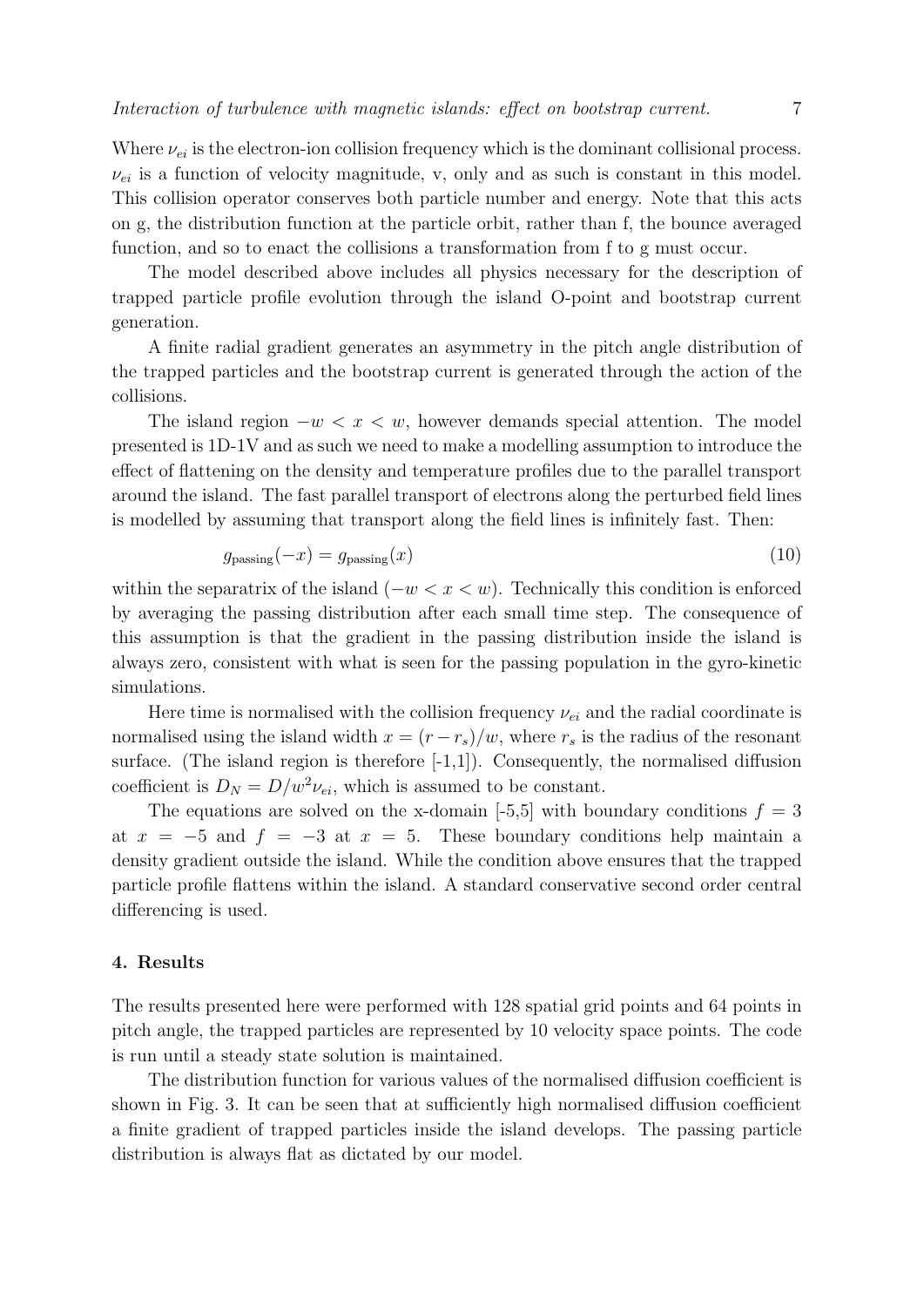Where $\nu_{ei}$ is the electron-ion collision frequency which is the dominant collisional process. $\nu_{ei}$ is a function of velocity magnitude, v, only and as such is constant in this model. This collision operator conserves both particle number and energy. Note that this acts on g, the distribution function at the particle orbit, rather than f, the bounce averaged function, and so to enact the collisions a transformation from f to g must occur.

The model described above includes all physics necessary for the description of trapped particle profile evolution through the island O-point and bootstrap current generation.

A finite radial gradient generates an asymmetry in the pitch angle distribution of the trapped particles and the bootstrap current is generated through the action of the collisions.

The island region $-w < x < w$, however demands special attention. The model presented is 1D-1V and as such we need to make a modelling assumption to introduce the effect of flattening on the density and temperature profiles due to the parallel transport around the island. The fast parallel transport of electrons along the perturbed field lines is modelled by assuming that transport along the field lines is infinitely fast. Then:

$$g_{\text{passing}}(-x) = g_{\text{passing}}(x) \tag{10}$$

within the separatrix of the island ($-w < x < w$). Technically this condition is enforced by averaging the passing distribution after each small time step. The consequence of this assumption is that the gradient in the passing distribution inside the island is always zero, consistent with what is seen for the passing population in the gyro-kinetic simulations.

Here time is normalised with the collision frequency $\nu_{ei}$ and the radial coordinate is normalised using the island width $x = (r - r_s)/w$, where $r_s$ is the radius of the resonant surface. (The island region is therefore [-1,1]). Consequently, the normalised diffusion coefficient is $D_N = D/w^2\nu_{ei}$, which is assumed to be constant.

The equations are solved on the x-domain [-5,5] with boundary conditions $f = 3$ at $x = -5$ and $f = -3$ at $x = 5$. These boundary conditions help maintain a density gradient outside the island. While the condition above ensures that the trapped particle profile flattens within the island. A standard conservative second order central differencing is used.

## 4. Results

The results presented here were performed with 128 spatial grid points and 64 points in pitch angle, the trapped particles are represented by 10 velocity space points. The code is run until a steady state solution is maintained.

The distribution function for various values of the normalised diffusion coefficient is shown in Fig. 3. It can be seen that at sufficiently high normalised diffusion coefficient a finite gradient of trapped particles inside the island develops. The passing particle distribution is always flat as dictated by our model.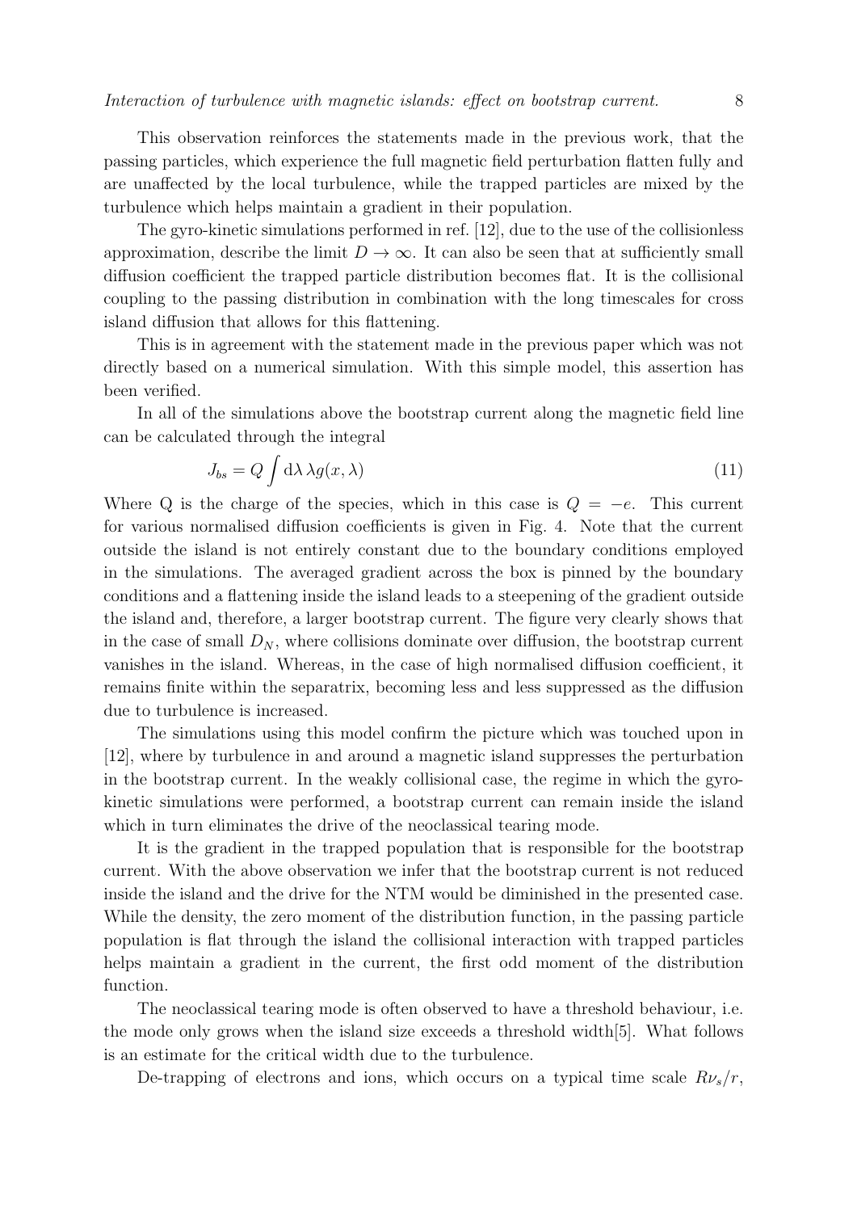This observation reinforces the statements made in the previous work, that the passing particles, which experience the full magnetic field perturbation flatten fully and are unaffected by the local turbulence, while the trapped particles are mixed by the turbulence which helps maintain a gradient in their population.

The gyro-kinetic simulations performed in ref. [12], due to the use of the collisionless approximation, describe the limit $D \to \infty$. It can also be seen that at sufficiently small diffusion coefficient the trapped particle distribution becomes flat. It is the collisional coupling to the passing distribution in combination with the long timescales for cross island diffusion that allows for this flattening.

This is in agreement with the statement made in the previous paper which was not directly based on a numerical simulation. With this simple model, this assertion has been verified.

In all of the simulations above the bootstrap current along the magnetic field line can be calculated through the integral

$$J_{bs} = Q \int \mathrm{d}\lambda \, \lambda g(x, \lambda) \tag{11}$$

Where Q is the charge of the species, which in this case is $Q = -e$. This current for various normalised diffusion coefficients is given in Fig. 4. Note that the current outside the island is not entirely constant due to the boundary conditions employed in the simulations. The averaged gradient across the box is pinned by the boundary conditions and a flattening inside the island leads to a steepening of the gradient outside the island and, therefore, a larger bootstrap current. The figure very clearly shows that in the case of small $D_N$, where collisions dominate over diffusion, the bootstrap current vanishes in the island. Whereas, in the case of high normalised diffusion coefficient, it remains finite within the separatrix, becoming less and less suppressed as the diffusion due to turbulence is increased.

The simulations using this model confirm the picture which was touched upon in [12], where by turbulence in and around a magnetic island suppresses the perturbation in the bootstrap current. In the weakly collisional case, the regime in which the gyro-kinetic simulations were performed, a bootstrap current can remain inside the island which in turn eliminates the drive of the neoclassical tearing mode.

It is the gradient in the trapped population that is responsible for the bootstrap current. With the above observation we infer that the bootstrap current is not reduced inside the island and the drive for the NTM would be diminished in the presented case. While the density, the zero moment of the distribution function, in the passing particle population is flat through the island the collisional interaction with trapped particles helps maintain a gradient in the current, the first odd moment of the distribution function.

The neoclassical tearing mode is often observed to have a threshold behaviour, i.e. the mode only grows when the island size exceeds a threshold width[5]. What follows is an estimate for the critical width due to the turbulence.

De-trapping of electrons and ions, which occurs on a typical time scale $R\nu_s/r$,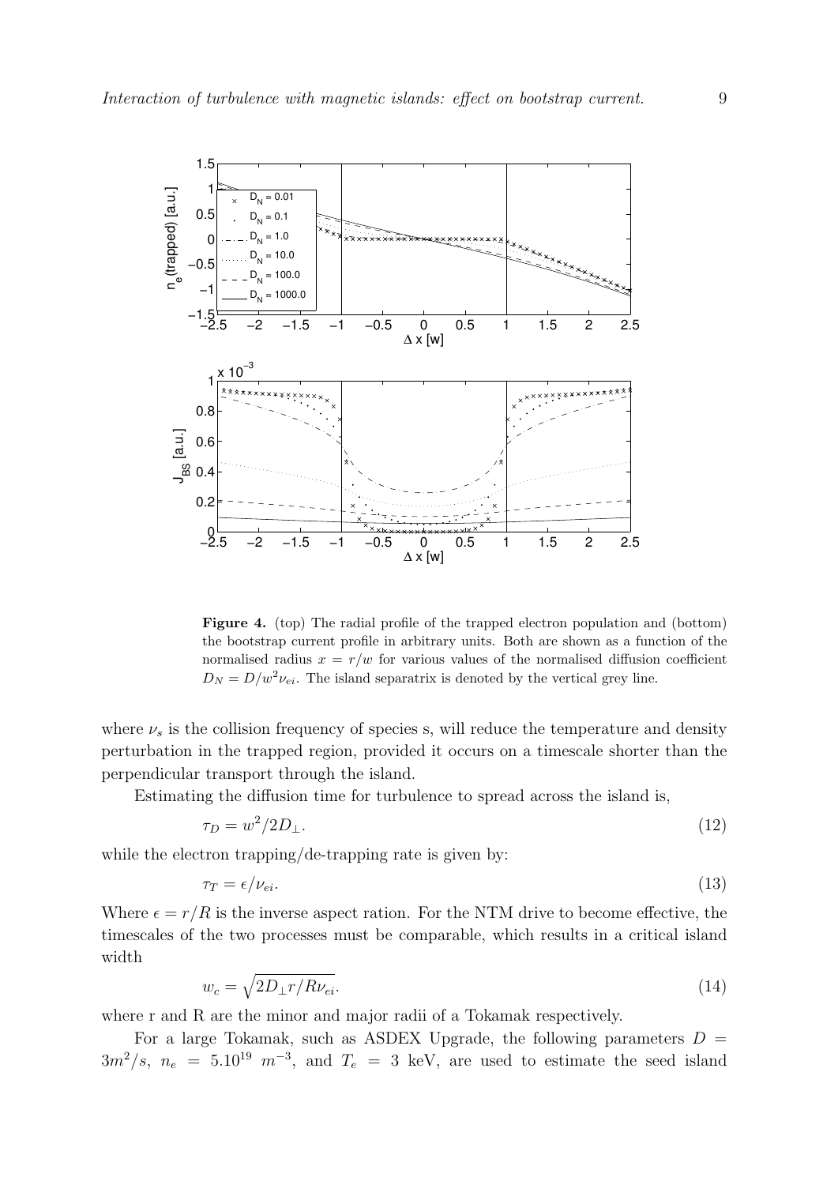**Figure 4.** (top) The radial profile of the trapped electron population and (bottom) the bootstrap current profile in arbitrary units. Both are shown as a function of the normalised radius $x = r/w$ for various values of the normalised diffusion coefficient $D_N = D/w^2\nu_{ei}$. The island separatrix is denoted by the vertical grey line.

where $\nu_s$ is the collision frequency of species s, will reduce the temperature and density perturbation in the trapped region, provided it occurs on a timescale shorter than the perpendicular transport through the island.

Estimating the diffusion time for turbulence to spread across the island is,

$$\tau_D = w^2/2D_\perp. \tag{12}$$

while the electron trapping/de-trapping rate is given by:

$$\tau_T = \epsilon/\nu_{ei}. \tag{13}$$

Where $\epsilon = r/R$ is the inverse aspect ration. For the NTM drive to become effective, the timescales of the two processes must be comparable, which results in a critical island width

$$w_c = \sqrt{2D_\perp r/R\nu_{ei}}. \tag{14}$$

where r and R are the minor and major radii of a Tokamak respectively.

For a large Tokamak, such as ASDEX Upgrade, the following parameters $D = 3m^2/s$, $n_e = 5.10^{19}\ m^{-3}$, and $T_e = 3$ keV, are used to estimate the seed island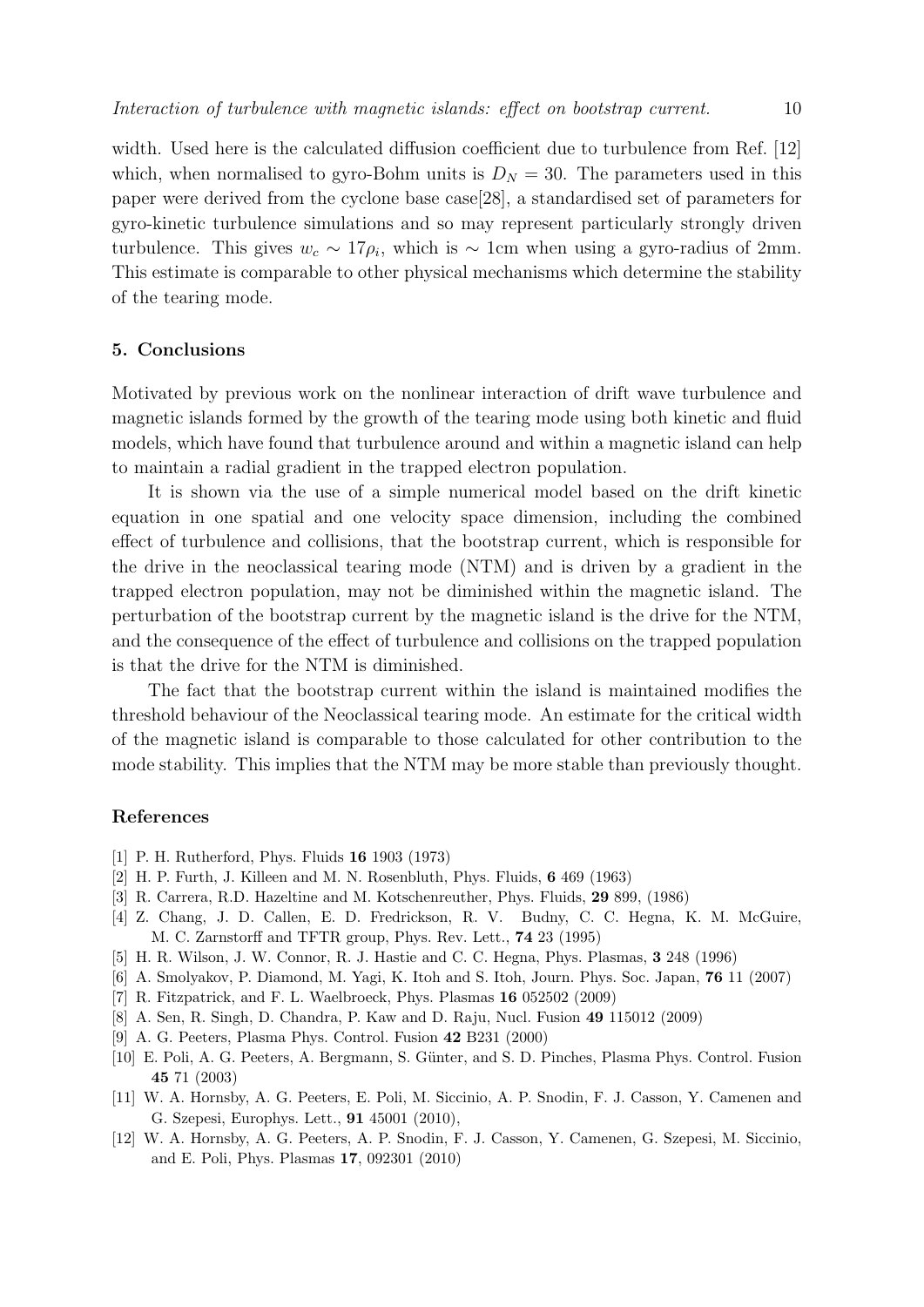width. Used here is the calculated diffusion coefficient due to turbulence from Ref. [12] which, when normalised to gyro-Bohm units is $D_N = 30$. The parameters used in this paper were derived from the cyclone base case[28], a standardised set of parameters for gyro-kinetic turbulence simulations and so may represent particularly strongly driven turbulence. This gives $w_c \sim 17\rho_i$, which is $\sim$ 1cm when using a gyro-radius of 2mm. This estimate is comparable to other physical mechanisms which determine the stability of the tearing mode.

## 5. Conclusions

Motivated by previous work on the nonlinear interaction of drift wave turbulence and magnetic islands formed by the growth of the tearing mode using both kinetic and fluid models, which have found that turbulence around and within a magnetic island can help to maintain a radial gradient in the trapped electron population.

It is shown via the use of a simple numerical model based on the drift kinetic equation in one spatial and one velocity space dimension, including the combined effect of turbulence and collisions, that the bootstrap current, which is responsible for the drive in the neoclassical tearing mode (NTM) and is driven by a gradient in the trapped electron population, may not be diminished within the magnetic island. The perturbation of the bootstrap current by the magnetic island is the drive for the NTM, and the consequence of the effect of turbulence and collisions on the trapped population is that the drive for the NTM is diminished.

The fact that the bootstrap current within the island is maintained modifies the threshold behaviour of the Neoclassical tearing mode. An estimate for the critical width of the magnetic island is comparable to those calculated for other contribution to the mode stability. This implies that the NTM may be more stable than previously thought.

## References

[1] P. H. Rutherford, Phys. Fluids **16** 1903 (1973)

[2] H. P. Furth, J. Killeen and M. N. Rosenbluth, Phys. Fluids, **6** 469 (1963)

[3] R. Carrera, R.D. Hazeltine and M. Kotschenreuther, Phys. Fluids, **29** 899, (1986)

[4] Z. Chang, J. D. Callen, E. D. Fredrickson, R. V. Budny, C. C. Hegna, K. M. McGuire, M. C. Zarnstorff and TFTR group, Phys. Rev. Lett., **74** 23 (1995)

[5] H. R. Wilson, J. W. Connor, R. J. Hastie and C. C. Hegna, Phys. Plasmas, **3** 248 (1996)

[6] A. Smolyakov, P. Diamond, M. Yagi, K. Itoh and S. Itoh, Journ. Phys. Soc. Japan, **76** 11 (2007)

[7] R. Fitzpatrick, and F. L. Waelbroeck, Phys. Plasmas **16** 052502 (2009)

[8] A. Sen, R. Singh, D. Chandra, P. Kaw and D. Raju, Nucl. Fusion **49** 115012 (2009)

[9] A. G. Peeters, Plasma Phys. Control. Fusion **42** B231 (2000)

[10] E. Poli, A. G. Peeters, A. Bergmann, S. Günter, and S. D. Pinches, Plasma Phys. Control. Fusion **45** 71 (2003)

[11] W. A. Hornsby, A. G. Peeters, E. Poli, M. Siccinio, A. P. Snodin, F. J. Casson, Y. Camenen and G. Szepesi, Europhys. Lett., **91** 45001 (2010),

[12] W. A. Hornsby, A. G. Peeters, A. P. Snodin, F. J. Casson, Y. Camenen, G. Szepesi, M. Siccinio, and E. Poli, Phys. Plasmas **17**, 092301 (2010)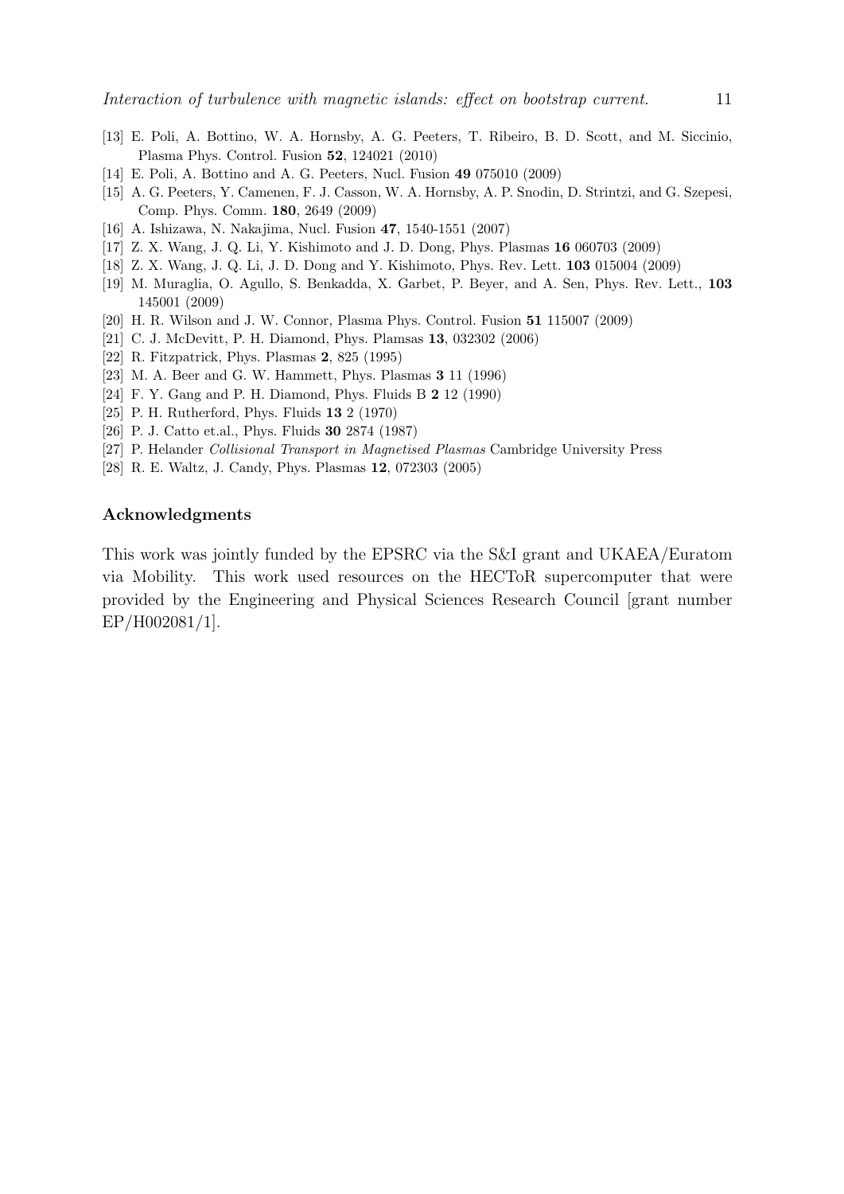[13] E. Poli, A. Bottino, W. A. Hornsby, A. G. Peeters, T. Ribeiro, B. D. Scott, and M. Siccinio, Plasma Phys. Control. Fusion **52**, 124021 (2010)

[14] E. Poli, A. Bottino and A. G. Peeters, Nucl. Fusion **49** 075010 (2009)

[15] A. G. Peeters, Y. Camenen, F. J. Casson, W. A. Hornsby, A. P. Snodin, D. Strintzi, and G. Szepesi, Comp. Phys. Comm. **180**, 2649 (2009)

[16] A. Ishizawa, N. Nakajima, Nucl. Fusion **47**, 1540-1551 (2007)

[17] Z. X. Wang, J. Q. Li, Y. Kishimoto and J. D. Dong, Phys. Plasmas **16** 060703 (2009)

[18] Z. X. Wang, J. Q. Li, J. D. Dong and Y. Kishimoto, Phys. Rev. Lett. **103** 015004 (2009)

[19] M. Muraglia, O. Agullo, S. Benkadda, X. Garbet, P. Beyer, and A. Sen, Phys. Rev. Lett., **103** 145001 (2009)

[20] H. R. Wilson and J. W. Connor, Plasma Phys. Control. Fusion **51** 115007 (2009)

[21] C. J. McDevitt, P. H. Diamond, Phys. Plamsas **13**, 032302 (2006)

[22] R. Fitzpatrick, Phys. Plasmas **2**, 825 (1995)

[23] M. A. Beer and G. W. Hammett, Phys. Plasmas **3** 11 (1996)

[24] F. Y. Gang and P. H. Diamond, Phys. Fluids B **2** 12 (1990)

[25] P. H. Rutherford, Phys. Fluids **13** 2 (1970)

[26] P. J. Catto et.al., Phys. Fluids **30** 2874 (1987)

[27] P. Helander *Collisional Transport in Magnetised Plasmas* Cambridge University Press

[28] R. E. Waltz, J. Candy, Phys. Plasmas **12**, 072303 (2005)

## Acknowledgments

This work was jointly funded by the EPSRC via the S&I grant and UKAEA/Euratom via Mobility. This work used resources on the HECToR supercomputer that were provided by the Engineering and Physical Sciences Research Council [grant number EP/H002081/1].